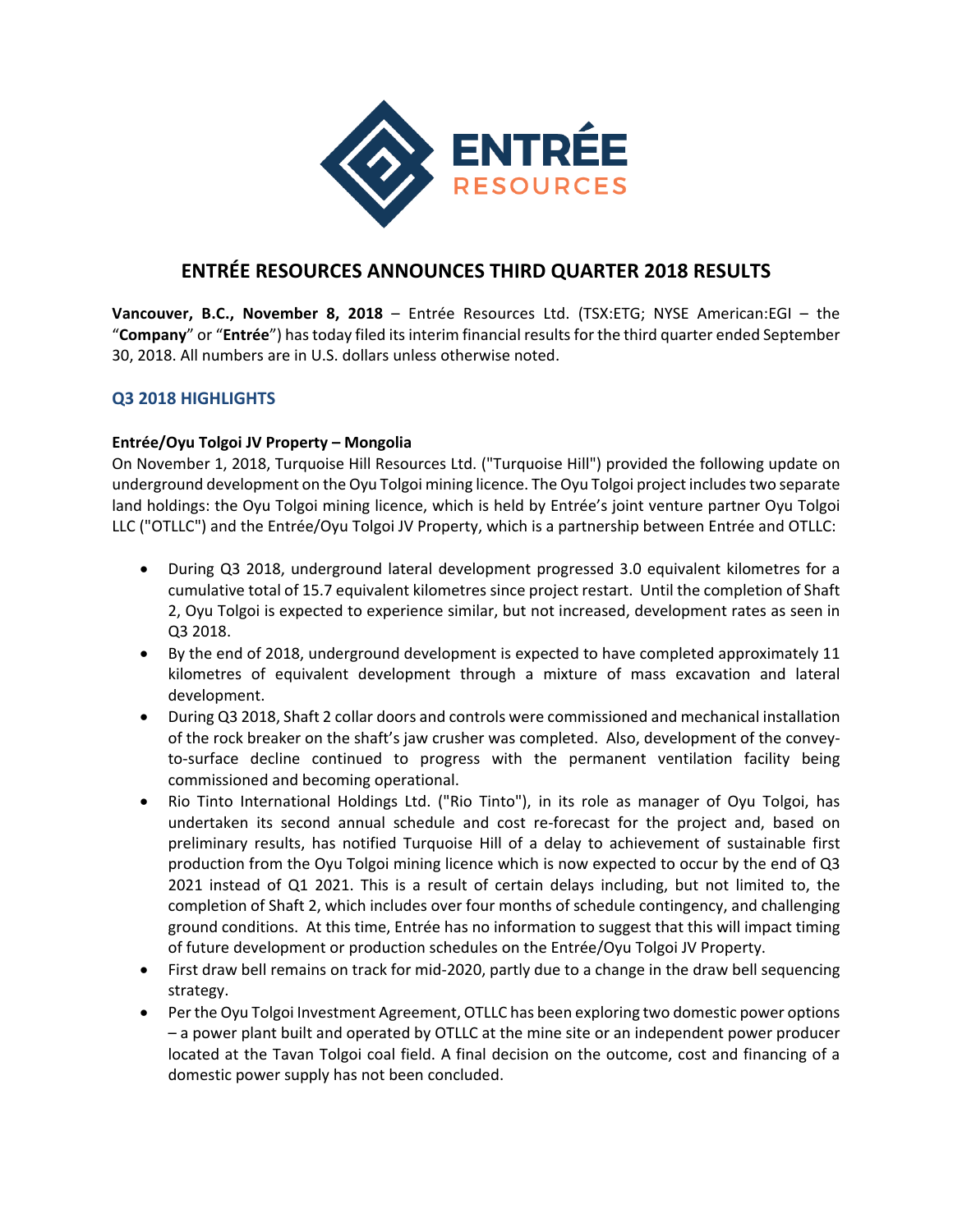# ENTRÉE RESOURCES ANNOUNCES THIRD QUARTER 2018 RESULTS

**Vancouver, B.C., November 8, 2018** – Entrée Resources Ltd. (TSX:ETG; NYSE American:EGI – the "**Company**" or "**Entrée**") has today filed its interim financial results for the third quarter ended September 30, 2018. All numbers are in U.S. dollars unless otherwise noted.

## Q3 2018 HIGHLIGHTS

**Entrée/Oyu Tolgoi JV Property – Mongolia**

On November 1, 2018, Turquoise Hill Resources Ltd. ("Turquoise Hill") provided the following update on underground development on the Oyu Tolgoi mining licence. The Oyu Tolgoi project includes two separate land holdings: the Oyu Tolgoi mining licence, which is held by Entrée's joint venture partner Oyu Tolgoi LLC ("OTLLC") and the Entrée/Oyu Tolgoi JV Property, which is a partnership between Entrée and OTLLC:

- During Q3 2018, underground lateral development progressed 3.0 equivalent kilometres for a cumulative total of 15.7 equivalent kilometres since project restart. Until the completion of Shaft 2, Oyu Tolgoi is expected to experience similar, but not increased, development rates as seen in Q3 2018.
- By the end of 2018, underground development is expected to have completed approximately 11 kilometres of equivalent development through a mixture of mass excavation and lateral development.
- During Q3 2018, Shaft 2 collar doors and controls were commissioned and mechanical installation of the rock breaker on the shaft's jaw crusher was completed. Also, development of the convey-to-surface decline continued to progress with the permanent ventilation facility being commissioned and becoming operational.
- Rio Tinto International Holdings Ltd. ("Rio Tinto"), in its role as manager of Oyu Tolgoi, has undertaken its second annual schedule and cost re-forecast for the project and, based on preliminary results, has notified Turquoise Hill of a delay to achievement of sustainable first production from the Oyu Tolgoi mining licence which is now expected to occur by the end of Q3 2021 instead of Q1 2021. This is a result of certain delays including, but not limited to, the completion of Shaft 2, which includes over four months of schedule contingency, and challenging ground conditions. At this time, Entrée has no information to suggest that this will impact timing of future development or production schedules on the Entrée/Oyu Tolgoi JV Property.
- First draw bell remains on track for mid-2020, partly due to a change in the draw bell sequencing strategy.
- Per the Oyu Tolgoi Investment Agreement, OTLLC has been exploring two domestic power options – a power plant built and operated by OTLLC at the mine site or an independent power producer located at the Tavan Tolgoi coal field. A final decision on the outcome, cost and financing of a domestic power supply has not been concluded.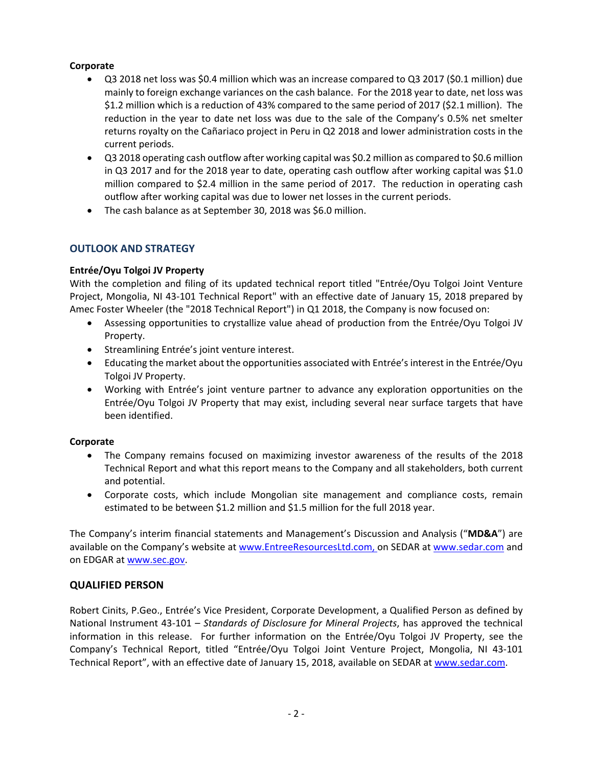**Corporate**

- Q3 2018 net loss was $0.4 million which was an increase compared to Q3 2017 ($0.1 million) due mainly to foreign exchange variances on the cash balance. For the 2018 year to date, net loss was $1.2 million which is a reduction of 43% compared to the same period of 2017 ($2.1 million). The reduction in the year to date net loss was due to the sale of the Company's 0.5% net smelter returns royalty on the Cañariaco project in Peru in Q2 2018 and lower administration costs in the current periods.
- Q3 2018 operating cash outflow after working capital was $0.2 million as compared to $0.6 million in Q3 2017 and for the 2018 year to date, operating cash outflow after working capital was $1.0 million compared to $2.4 million in the same period of 2017. The reduction in operating cash outflow after working capital was due to lower net losses in the current periods.
- The cash balance as at September 30, 2018 was $6.0 million.

## OUTLOOK AND STRATEGY

**Entrée/Oyu Tolgoi JV Property**

With the completion and filing of its updated technical report titled "Entrée/Oyu Tolgoi Joint Venture Project, Mongolia, NI 43-101 Technical Report" with an effective date of January 15, 2018 prepared by Amec Foster Wheeler (the "2018 Technical Report") in Q1 2018, the Company is now focused on:

- Assessing opportunities to crystallize value ahead of production from the Entrée/Oyu Tolgoi JV Property.
- Streamlining Entrée's joint venture interest.
- Educating the market about the opportunities associated with Entrée's interest in the Entrée/Oyu Tolgoi JV Property.
- Working with Entrée's joint venture partner to advance any exploration opportunities on the Entrée/Oyu Tolgoi JV Property that may exist, including several near surface targets that have been identified.

**Corporate**

- The Company remains focused on maximizing investor awareness of the results of the 2018 Technical Report and what this report means to the Company and all stakeholders, both current and potential.
- Corporate costs, which include Mongolian site management and compliance costs, remain estimated to be between $1.2 million and $1.5 million for the full 2018 year.

The Company's interim financial statements and Management's Discussion and Analysis ("**MD&A**") are available on the Company's website at www.EntreeResourcesLtd.com, on SEDAR at www.sedar.com and on EDGAR at www.sec.gov.

## QUALIFIED PERSON

Robert Cinits, P.Geo., Entrée's Vice President, Corporate Development, a Qualified Person as defined by National Instrument 43-101 – *Standards of Disclosure for Mineral Projects*, has approved the technical information in this release. For further information on the Entrée/Oyu Tolgoi JV Property, see the Company's Technical Report, titled "Entrée/Oyu Tolgoi Joint Venture Project, Mongolia, NI 43-101 Technical Report", with an effective date of January 15, 2018, available on SEDAR at www.sedar.com.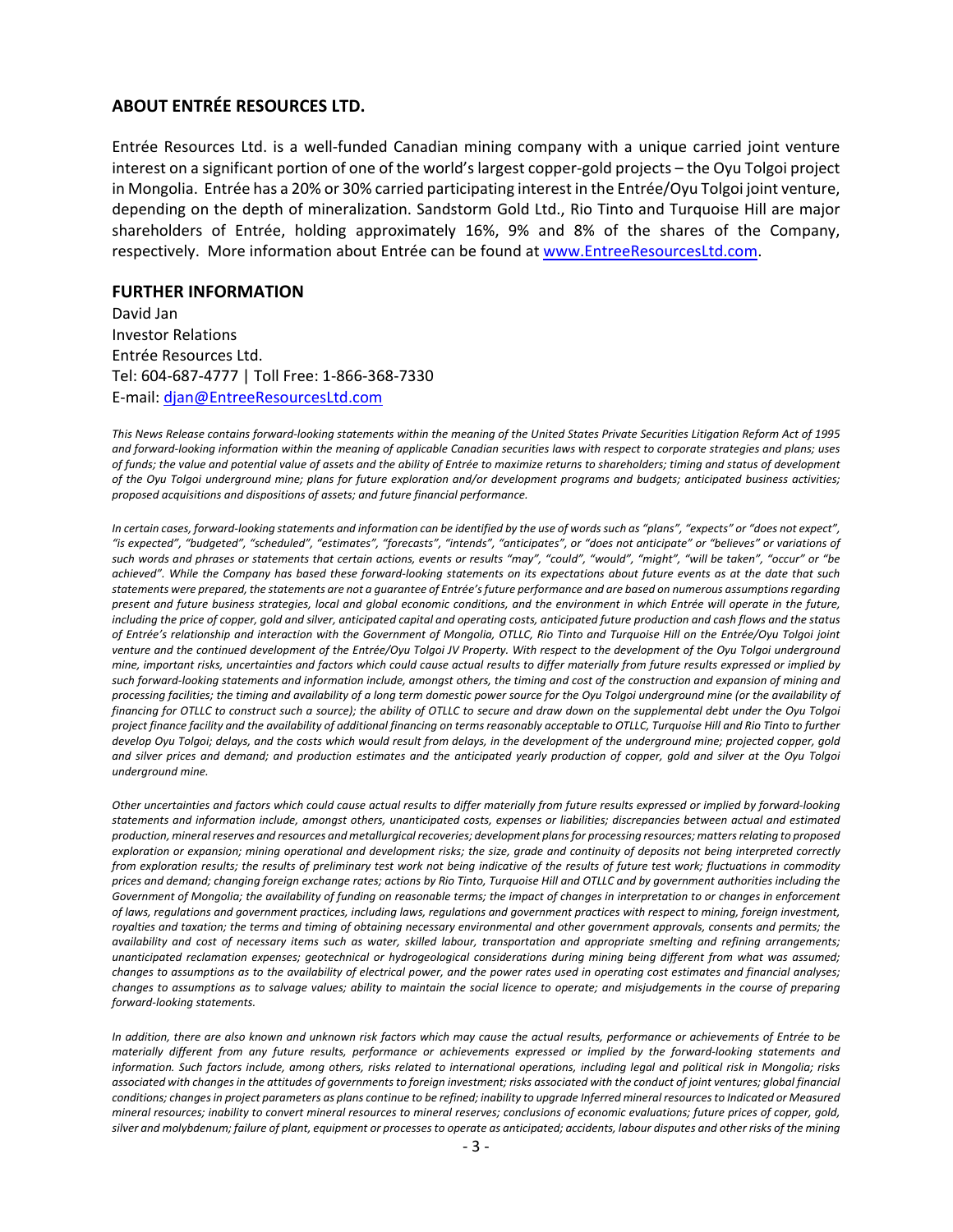## ABOUT ENTRÉE RESOURCES LTD.

Entrée Resources Ltd. is a well-funded Canadian mining company with a unique carried joint venture interest on a significant portion of one of the world's largest copper-gold projects – the Oyu Tolgoi project in Mongolia. Entrée has a 20% or 30% carried participating interest in the Entrée/Oyu Tolgoi joint venture, depending on the depth of mineralization. Sandstorm Gold Ltd., Rio Tinto and Turquoise Hill are major shareholders of Entrée, holding approximately 16%, 9% and 8% of the shares of the Company, respectively. More information about Entrée can be found at [www.EntreeResourcesLtd.com](http://www.EntreeResourcesLtd.com).

## FURTHER INFORMATION

David Jan
Investor Relations
Entrée Resources Ltd.
Tel: 604-687-4777 | Toll Free: 1-866-368-7330
E-mail: [djan@EntreeResourcesLtd.com](mailto:djan@EntreeResourcesLtd.com)

*This News Release contains forward-looking statements within the meaning of the United States Private Securities Litigation Reform Act of 1995 and forward-looking information within the meaning of applicable Canadian securities laws with respect to corporate strategies and plans; uses of funds; the value and potential value of assets and the ability of Entrée to maximize returns to shareholders; timing and status of development of the Oyu Tolgoi underground mine; plans for future exploration and/or development programs and budgets; anticipated business activities; proposed acquisitions and dispositions of assets; and future financial performance.*

*In certain cases, forward-looking statements and information can be identified by the use of words such as "plans", "expects" or "does not expect", "is expected", "budgeted", "scheduled", "estimates", "forecasts", "intends", "anticipates", or "does not anticipate" or "believes" or variations of such words and phrases or statements that certain actions, events or results "may", "could", "would", "might", "will be taken", "occur" or "be achieved". While the Company has based these forward-looking statements on its expectations about future events as at the date that such statements were prepared, the statements are not a guarantee of Entrée's future performance and are based on numerous assumptions regarding present and future business strategies, local and global economic conditions, and the environment in which Entrée will operate in the future, including the price of copper, gold and silver, anticipated capital and operating costs, anticipated future production and cash flows and the status of Entrée's relationship and interaction with the Government of Mongolia, OTLLC, Rio Tinto and Turquoise Hill on the Entrée/Oyu Tolgoi joint venture and the continued development of the Entrée/Oyu Tolgoi JV Property. With respect to the development of the Oyu Tolgoi underground mine, important risks, uncertainties and factors which could cause actual results to differ materially from future results expressed or implied by such forward-looking statements and information include, amongst others, the timing and cost of the construction and expansion of mining and processing facilities; the timing and availability of a long term domestic power source for the Oyu Tolgoi underground mine (or the availability of financing for OTLLC to construct such a source); the ability of OTLLC to secure and draw down on the supplemental debt under the Oyu Tolgoi project finance facility and the availability of additional financing on terms reasonably acceptable to OTLLC, Turquoise Hill and Rio Tinto to further develop Oyu Tolgoi; delays, and the costs which would result from delays, in the development of the underground mine; projected copper, gold and silver prices and demand; and production estimates and the anticipated yearly production of copper, gold and silver at the Oyu Tolgoi underground mine.*

*Other uncertainties and factors which could cause actual results to differ materially from future results expressed or implied by forward-looking statements and information include, amongst others, unanticipated costs, expenses or liabilities; discrepancies between actual and estimated production, mineral reserves and resources and metallurgical recoveries; development plans for processing resources; matters relating to proposed exploration or expansion; mining operational and development risks; the size, grade and continuity of deposits not being interpreted correctly from exploration results; the results of preliminary test work not being indicative of the results of future test work; fluctuations in commodity prices and demand; changing foreign exchange rates; actions by Rio Tinto, Turquoise Hill and OTLLC and by government authorities including the Government of Mongolia; the availability of funding on reasonable terms; the impact of changes in interpretation to or changes in enforcement of laws, regulations and government practices, including laws, regulations and government practices with respect to mining, foreign investment, royalties and taxation; the terms and timing of obtaining necessary environmental and other government approvals, consents and permits; the availability and cost of necessary items such as water, skilled labour, transportation and appropriate smelting and refining arrangements; unanticipated reclamation expenses; geotechnical or hydrogeological considerations during mining being different from what was assumed; changes to assumptions as to the availability of electrical power, and the power rates used in operating cost estimates and financial analyses; changes to assumptions as to salvage values; ability to maintain the social licence to operate; and misjudgements in the course of preparing forward-looking statements.*

*In addition, there are also known and unknown risk factors which may cause the actual results, performance or achievements of Entrée to be materially different from any future results, performance or achievements expressed or implied by the forward-looking statements and information. Such factors include, among others, risks related to international operations, including legal and political risk in Mongolia; risks associated with changes in the attitudes of governments to foreign investment; risks associated with the conduct of joint ventures; global financial conditions; changes in project parameters as plans continue to be refined; inability to upgrade Inferred mineral resources to Indicated or Measured mineral resources; inability to convert mineral resources to mineral reserves; conclusions of economic evaluations; future prices of copper, gold, silver and molybdenum; failure of plant, equipment or processes to operate as anticipated; accidents, labour disputes and other risks of the mining*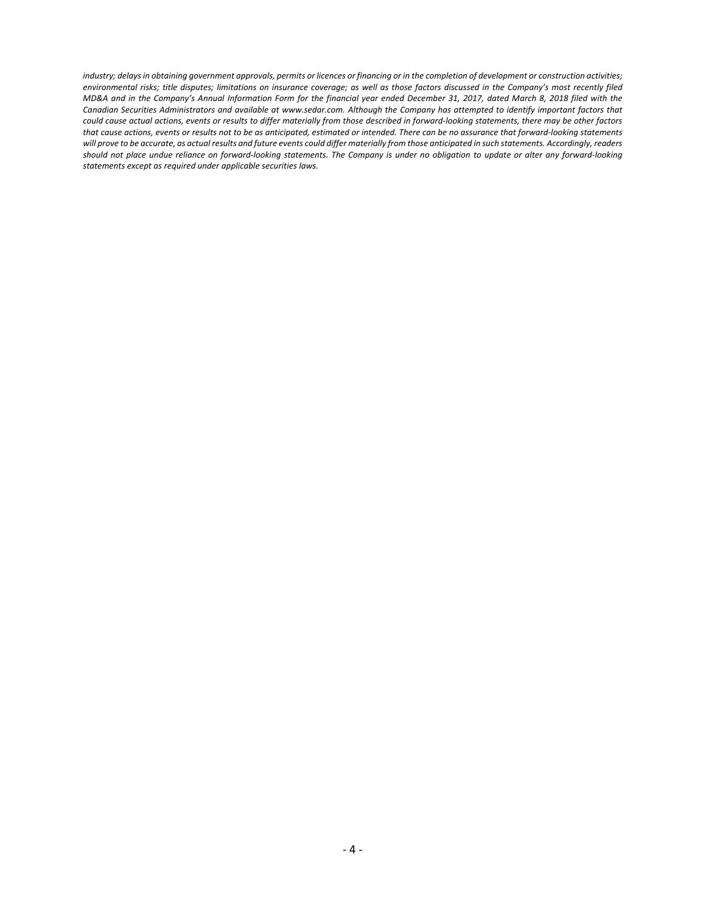*industry; delays in obtaining government approvals, permits or licences or financing or in the completion of development or construction activities; environmental risks; title disputes; limitations on insurance coverage; as well as those factors discussed in the Company's most recently filed MD&A and in the Company's Annual Information Form for the financial year ended December 31, 2017, dated March 8, 2018 filed with the Canadian Securities Administrators and available at www.sedar.com. Although the Company has attempted to identify important factors that could cause actual actions, events or results to differ materially from those described in forward-looking statements, there may be other factors that cause actions, events or results not to be as anticipated, estimated or intended. There can be no assurance that forward-looking statements will prove to be accurate, as actual results and future events could differ materially from those anticipated in such statements. Accordingly, readers should not place undue reliance on forward-looking statements. The Company is under no obligation to update or alter any forward-looking statements except as required under applicable securities laws.*